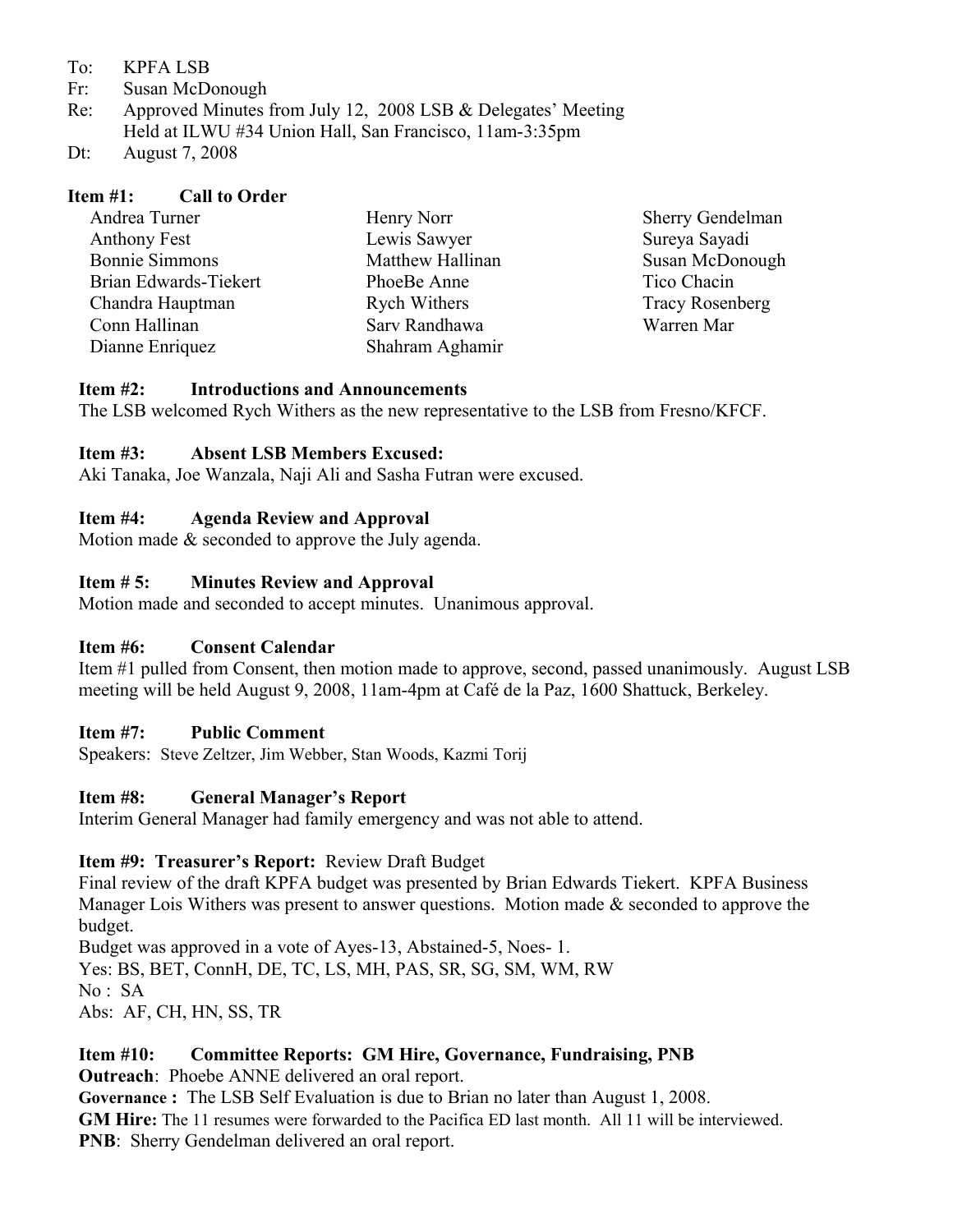To: KPFA LSB
Fr: Susan McDonough
Re: Approved Minutes from July 12, 2008 LSB & Delegates' Meeting
Held at ILWU #34 Union Hall, San Francisco, 11am-3:35pm
Dt: August 7, 2008

**Item #1: Call to Order**

Andrea Turner
Anthony Fest
Bonnie Simmons
Brian Edwards-Tiekert
Chandra Hauptman
Conn Hallinan
Dianne Enriquez
Henry Norr
Lewis Sawyer
Matthew Hallinan
PhoeBe Anne
Rych Withers
Sarv Randhawa
Shahram Aghamir
Sherry Gendelman
Sureya Sayadi
Susan McDonough
Tico Chacin
Tracy Rosenberg
Warren Mar

**Item #2: Introductions and Announcements**

The LSB welcomed Rych Withers as the new representative to the LSB from Fresno/KFCF.

**Item #3: Absent LSB Members Excused:**

Aki Tanaka, Joe Wanzala, Naji Ali and Sasha Futran were excused.

**Item #4: Agenda Review and Approval**

Motion made & seconded to approve the July agenda.

**Item # 5: Minutes Review and Approval**

Motion made and seconded to accept minutes. Unanimous approval.

**Item #6: Consent Calendar**

Item #1 pulled from Consent, then motion made to approve, second, passed unanimously. August LSB meeting will be held August 9, 2008, 11am-4pm at Café de la Paz, 1600 Shattuck, Berkeley.

**Item #7: Public Comment**

Speakers: Steve Zeltzer, Jim Webber, Stan Woods, Kazmi Torij

**Item #8: General Manager's Report**

Interim General Manager had family emergency and was not able to attend.

**Item #9: Treasurer's Report:** Review Draft Budget

Final review of the draft KPFA budget was presented by Brian Edwards Tiekert. KPFA Business Manager Lois Withers was present to answer questions. Motion made & seconded to approve the budget.

Budget was approved in a vote of Ayes-13, Abstained-5, Noes- 1.
Yes: BS, BET, ConnH, DE, TC, LS, MH, PAS, SR, SG, SM, WM, RW
No : SA
Abs: AF, CH, HN, SS, TR

**Item #10: Committee Reports: GM Hire, Governance, Fundraising, PNB**

**Outreach**: Phoebe ANNE delivered an oral report.
**Governance :** The LSB Self Evaluation is due to Brian no later than August 1, 2008.
**GM Hire:** The 11 resumes were forwarded to the Pacifica ED last month. All 11 will be interviewed.
**PNB**: Sherry Gendelman delivered an oral report.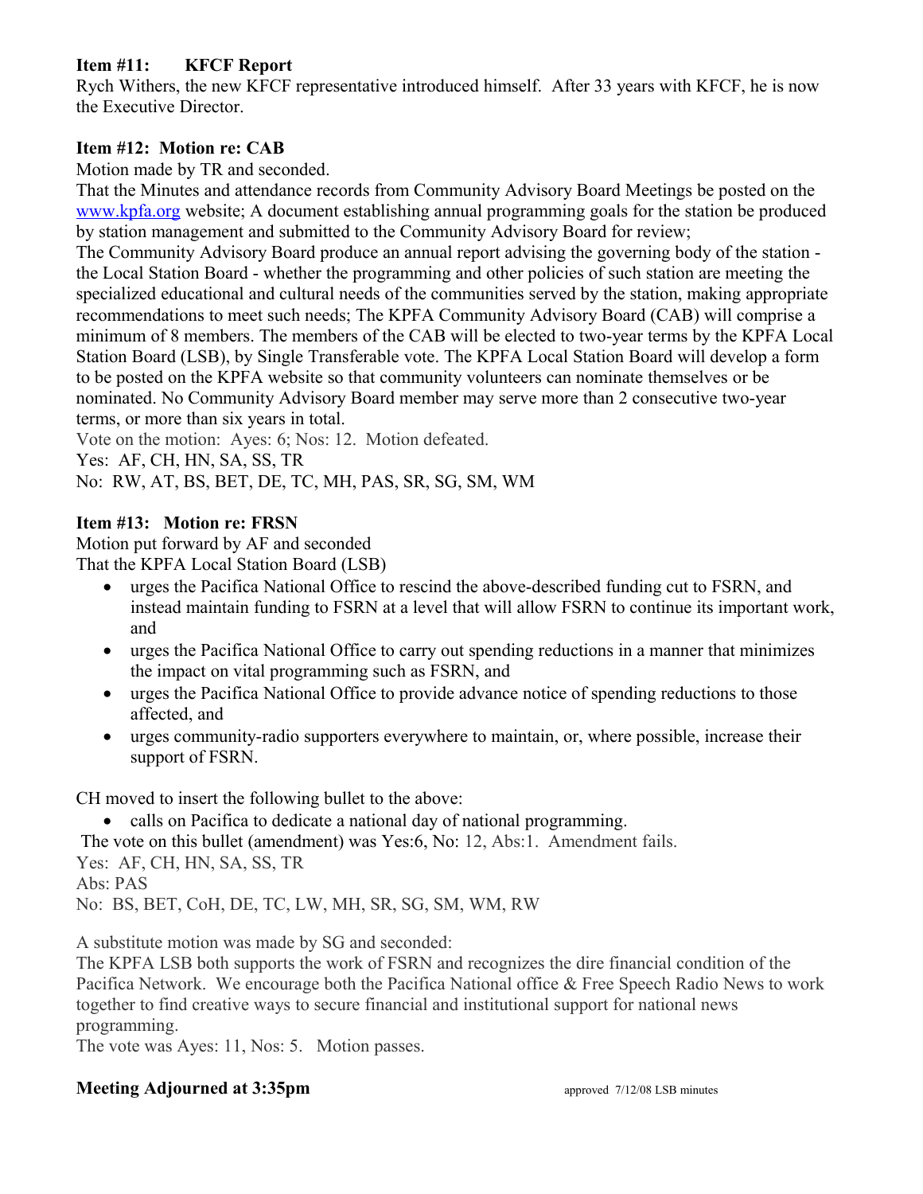**Item #11: KFCF Report**

Rych Withers, the new KFCF representative introduced himself. After 33 years with KFCF, he is now the Executive Director.

**Item #12: Motion re: CAB**

Motion made by TR and seconded.

That the Minutes and attendance records from Community Advisory Board Meetings be posted on the www.kpfa.org website; A document establishing annual programming goals for the station be produced by station management and submitted to the Community Advisory Board for review;

The Community Advisory Board produce an annual report advising the governing body of the station - the Local Station Board - whether the programming and other policies of such station are meeting the specialized educational and cultural needs of the communities served by the station, making appropriate recommendations to meet such needs; The KPFA Community Advisory Board (CAB) will comprise a minimum of 8 members. The members of the CAB will be elected to two-year terms by the KPFA Local Station Board (LSB), by Single Transferable vote. The KPFA Local Station Board will develop a form to be posted on the KPFA website so that community volunteers can nominate themselves or be nominated. No Community Advisory Board member may serve more than 2 consecutive two-year terms, or more than six years in total.

Vote on the motion: Ayes: 6; Nos: 12. Motion defeated.

Yes: AF, CH, HN, SA, SS, TR

No: RW, AT, BS, BET, DE, TC, MH, PAS, SR, SG, SM, WM

**Item #13: Motion re: FRSN**

Motion put forward by AF and seconded

That the KPFA Local Station Board (LSB)

- urges the Pacifica National Office to rescind the above-described funding cut to FSRN, and instead maintain funding to FSRN at a level that will allow FSRN to continue its important work, and
- urges the Pacifica National Office to carry out spending reductions in a manner that minimizes the impact on vital programming such as FSRN, and
- urges the Pacifica National Office to provide advance notice of spending reductions to those affected, and
- urges community-radio supporters everywhere to maintain, or, where possible, increase their support of FSRN.

CH moved to insert the following bullet to the above:

- calls on Pacifica to dedicate a national day of national programming.

The vote on this bullet (amendment) was Yes:6, No: 12, Abs:1. Amendment fails.

Yes: AF, CH, HN, SA, SS, TR

Abs: PAS

No: BS, BET, CoH, DE, TC, LW, MH, SR, SG, SM, WM, RW

A substitute motion was made by SG and seconded:

The KPFA LSB both supports the work of FSRN and recognizes the dire financial condition of the Pacifica Network. We encourage both the Pacifica National office & Free Speech Radio News to work together to find creative ways to secure financial and institutional support for national news programming.

The vote was Ayes: 11, Nos: 5. Motion passes.

**Meeting Adjourned at 3:35pm**

approved 7/12/08 LSB minutes